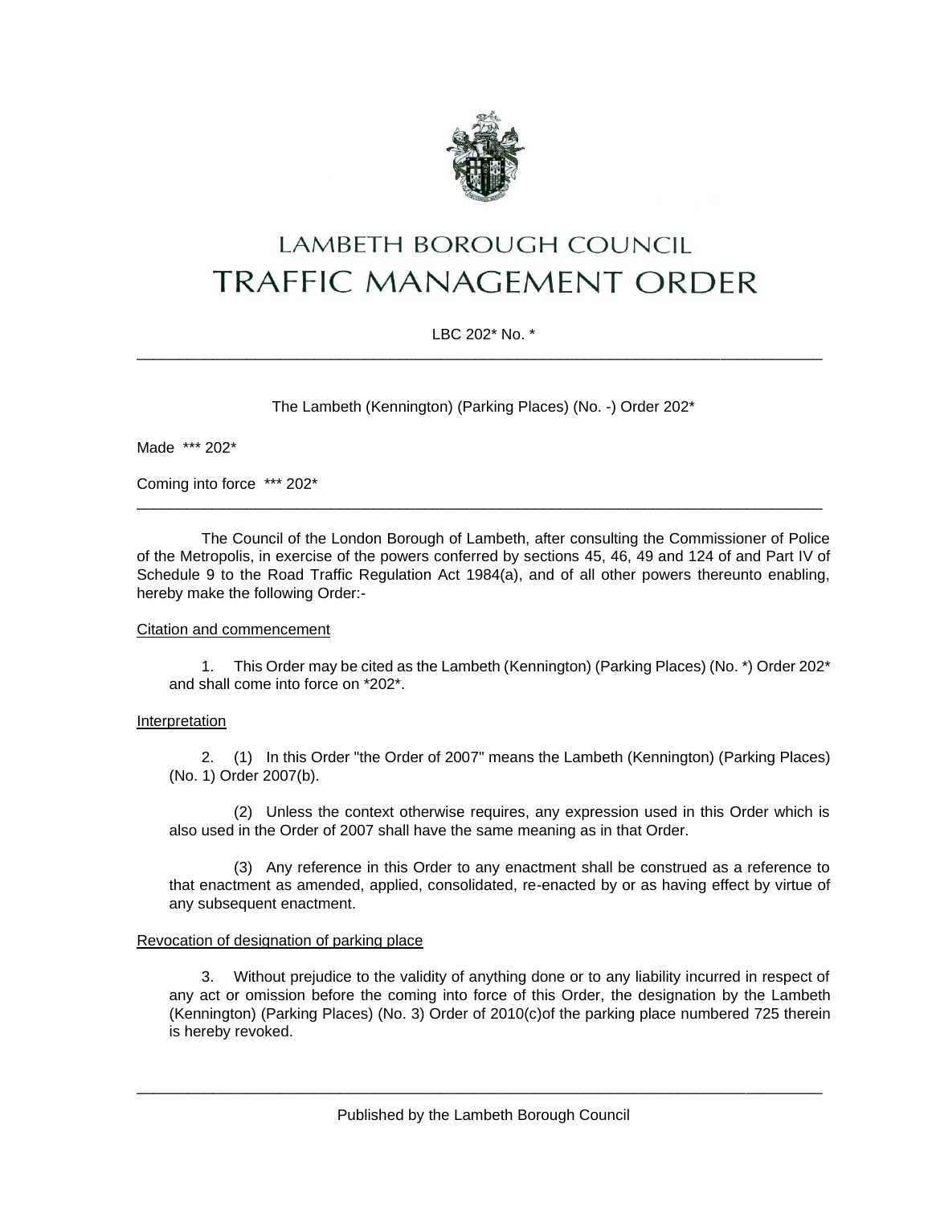# LAMBETH BOROUGH COUNCIL

# TRAFFIC MANAGEMENT ORDER

LBC 202* No. *

---

The Lambeth (Kennington) (Parking Places) (No. -) Order 202*

Made *** 202*

Coming into force *** 202*

---

The Council of the London Borough of Lambeth, after consulting the Commissioner of Police of the Metropolis, in exercise of the powers conferred by sections 45, 46, 49 and 124 of and Part IV of Schedule 9 to the Road Traffic Regulation Act 1984(a), and of all other powers thereunto enabling, hereby make the following Order:-

<u>Citation and commencement</u>

1. This Order may be cited as the Lambeth (Kennington) (Parking Places) (No. *) Order 202* and shall come into force on *202*.

<u>Interpretation</u>

2. (1) In this Order "the Order of 2007" means the Lambeth (Kennington) (Parking Places) (No. 1) Order 2007(b).

(2) Unless the context otherwise requires, any expression used in this Order which is also used in the Order of 2007 shall have the same meaning as in that Order.

(3) Any reference in this Order to any enactment shall be construed as a reference to that enactment as amended, applied, consolidated, re-enacted by or as having effect by virtue of any subsequent enactment.

<u>Revocation of designation of parking place</u>

3. Without prejudice to the validity of anything done or to any liability incurred in respect of any act or omission before the coming into force of this Order, the designation by the Lambeth (Kennington) (Parking Places) (No. 3) Order of 2010(c)of the parking place numbered 725 therein is hereby revoked.

---

Published by the Lambeth Borough Council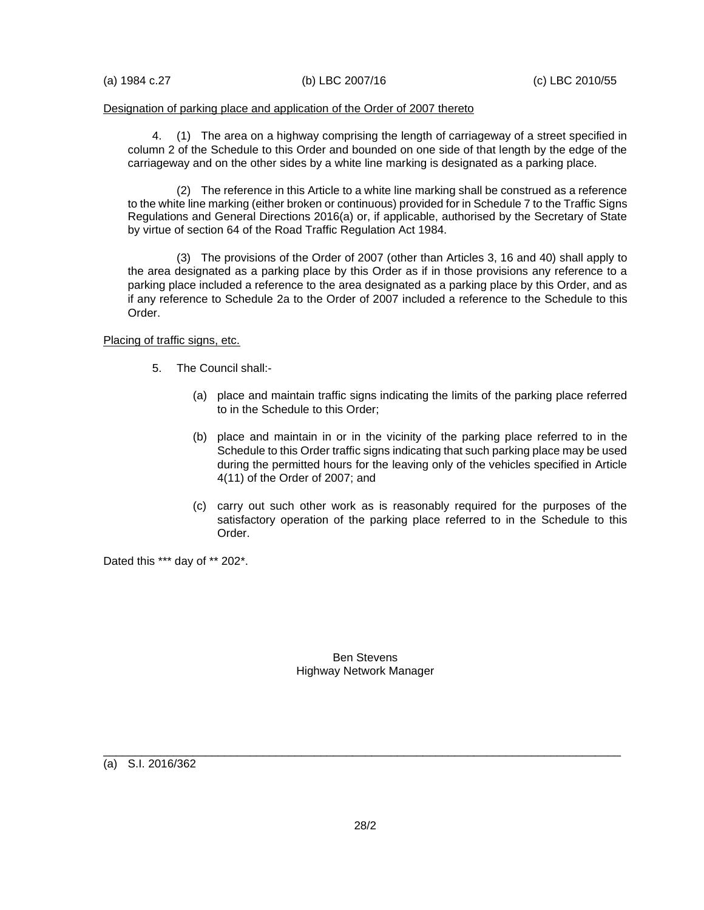(a) 1984 c.27 (b) LBC 2007/16 (c) LBC 2010/55

Designation of parking place and application of the Order of 2007 thereto

4. (1) The area on a highway comprising the length of carriageway of a street specified in column 2 of the Schedule to this Order and bounded on one side of that length by the edge of the carriageway and on the other sides by a white line marking is designated as a parking place.

(2) The reference in this Article to a white line marking shall be construed as a reference to the white line marking (either broken or continuous) provided for in Schedule 7 to the Traffic Signs Regulations and General Directions 2016(a) or, if applicable, authorised by the Secretary of State by virtue of section 64 of the Road Traffic Regulation Act 1984.

(3) The provisions of the Order of 2007 (other than Articles 3, 16 and 40) shall apply to the area designated as a parking place by this Order as if in those provisions any reference to a parking place included a reference to the area designated as a parking place by this Order, and as if any reference to Schedule 2a to the Order of 2007 included a reference to the Schedule to this Order.

Placing of traffic signs, etc.

5. The Council shall:-

(a) place and maintain traffic signs indicating the limits of the parking place referred to in the Schedule to this Order;

(b) place and maintain in or in the vicinity of the parking place referred to in the Schedule to this Order traffic signs indicating that such parking place may be used during the permitted hours for the leaving only of the vehicles specified in Article 4(11) of the Order of 2007; and

(c) carry out such other work as is reasonably required for the purposes of the satisfactory operation of the parking place referred to in the Schedule to this Order.

Dated this *** day of ** 202*.

Ben Stevens
Highway Network Manager

---

(a) S.I. 2016/362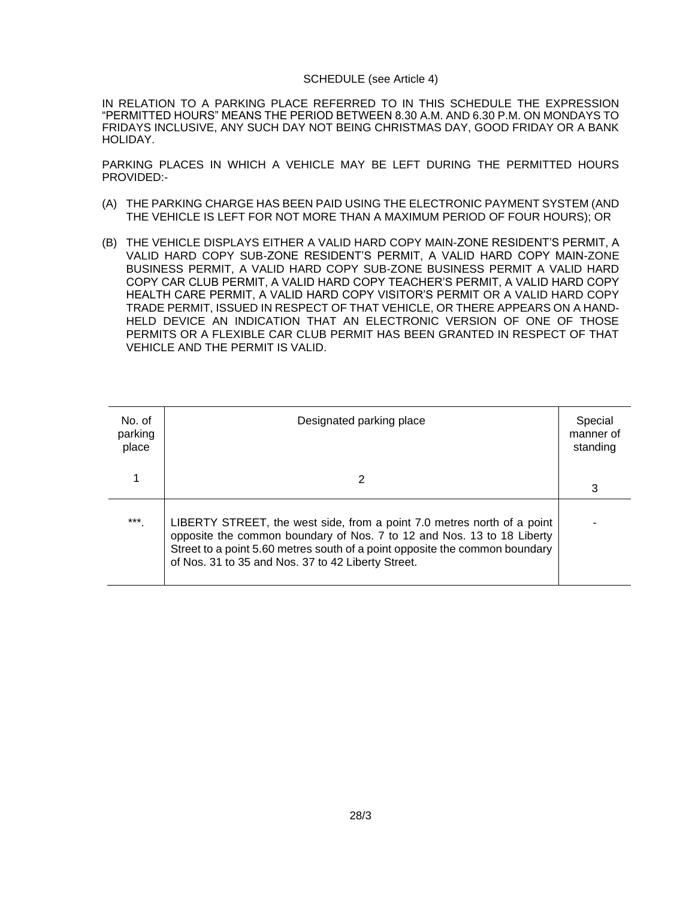SCHEDULE (see Article 4)

IN RELATION TO A PARKING PLACE REFERRED TO IN THIS SCHEDULE THE EXPRESSION "PERMITTED HOURS" MEANS THE PERIOD BETWEEN 8.30 A.M. AND 6.30 P.M. ON MONDAYS TO FRIDAYS INCLUSIVE, ANY SUCH DAY NOT BEING CHRISTMAS DAY, GOOD FRIDAY OR A BANK HOLIDAY.

PARKING PLACES IN WHICH A VEHICLE MAY BE LEFT DURING THE PERMITTED HOURS PROVIDED:-

(A) THE PARKING CHARGE HAS BEEN PAID USING THE ELECTRONIC PAYMENT SYSTEM (AND THE VEHICLE IS LEFT FOR NOT MORE THAN A MAXIMUM PERIOD OF FOUR HOURS); OR

(B) THE VEHICLE DISPLAYS EITHER A VALID HARD COPY MAIN-ZONE RESIDENT'S PERMIT, A VALID HARD COPY SUB-ZONE RESIDENT'S PERMIT, A VALID HARD COPY MAIN-ZONE BUSINESS PERMIT, A VALID HARD COPY SUB-ZONE BUSINESS PERMIT A VALID HARD COPY CAR CLUB PERMIT, A VALID HARD COPY TEACHER'S PERMIT, A VALID HARD COPY HEALTH CARE PERMIT, A VALID HARD COPY VISITOR'S PERMIT OR A VALID HARD COPY TRADE PERMIT, ISSUED IN RESPECT OF THAT VEHICLE, OR THERE APPEARS ON A HAND-HELD DEVICE AN INDICATION THAT AN ELECTRONIC VERSION OF ONE OF THOSE PERMITS OR A FLEXIBLE CAR CLUB PERMIT HAS BEEN GRANTED IN RESPECT OF THAT VEHICLE AND THE PERMIT IS VALID.

| No. of parking place | Designated parking place | Special manner of standing |
|---|---|---|
| 1 | 2 | 3 |
| ***. | LIBERTY STREET, the west side, from a point 7.0 metres north of a point opposite the common boundary of Nos. 7 to 12 and Nos. 13 to 18 Liberty Street to a point 5.60 metres south of a point opposite the common boundary of Nos. 31 to 35 and Nos. 37 to 42 Liberty Street. | - |